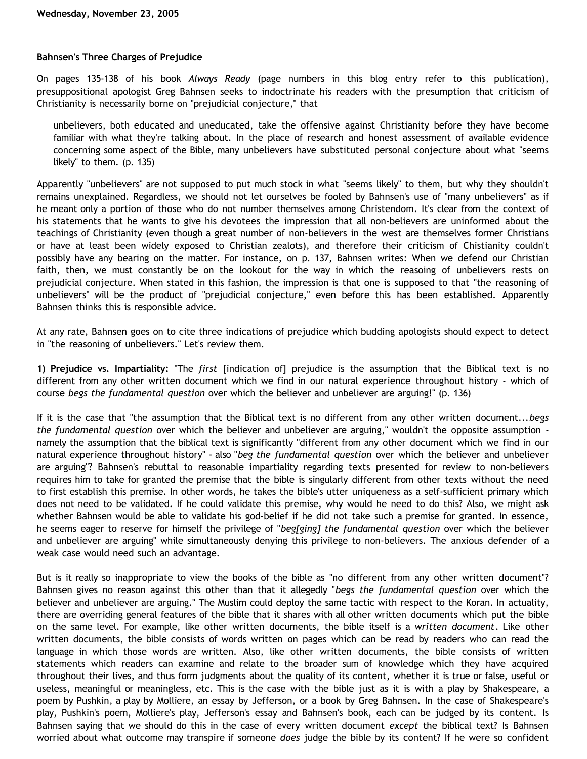**Wednesday, November 23, 2005**

**Bahnsen's Three Charges of Prejudice**

On pages 135-138 of his book *Always Ready* (page numbers in this blog entry refer to this publication), presuppositional apologist Greg Bahnsen seeks to indoctrinate his readers with the presumption that criticism of Christianity is necessarily borne on "prejudicial conjecture," that

> unbelievers, both educated and uneducated, take the offensive against Christianity before they have become familiar with what they're talking about. In the place of research and honest assessment of available evidence concerning some aspect of the Bible, many unbelievers have substituted personal conjecture about what "seems likely" to them. (p. 135)

Apparently "unbelievers" are not supposed to put much stock in what "seems likely" to them, but why they shouldn't remains unexplained. Regardless, we should not let ourselves be fooled by Bahnsen's use of "many unbelievers" as if he meant only a portion of those who do not number themselves among Christendom. It's clear from the context of his statements that he wants to give his devotees the impression that all non-believers are uninformed about the teachings of Christianity (even though a great number of non-believers in the west are themselves former Christians or have at least been widely exposed to Christian zealots), and therefore their criticism of Chistianity couldn't possibly have any bearing on the matter. For instance, on p. 137, Bahnsen writes: When we defend our Christian faith, then, we must constantly be on the lookout for the way in which the reasoing of unbelievers rests on prejudicial conjecture. When stated in this fashion, the impression is that one is supposed to that "the reasoning of unbelievers" will be the product of "prejudicial conjecture," even before this has been established. Apparently Bahnsen thinks this is responsible advice.

At any rate, Bahnsen goes on to cite three indications of prejudice which budding apologists should expect to detect in "the reasoning of unbelievers." Let's review them.

**1) Prejudice vs. Impartiality:** "The *first* [indication of] prejudice is the assumption that the Biblical text is no different from any other written document which we find in our natural experience throughout history - which of course *begs the fundamental question* over which the believer and unbeliever are arguing!" (p. 136)

If it is the case that "the assumption that the Biblical text is no different from any other written document...*begs the fundamental question* over which the believer and unbeliever are arguing," wouldn't the opposite assumption - namely the assumption that the biblical text is significantly "different from any other document which we find in our natural experience throughout history" - also "*beg the fundamental question* over which the believer and unbeliever are arguing"? Bahnsen's rebuttal to reasonable impartiality regarding texts presented for review to non-believers requires him to take for granted the premise that the bible is singularly different from other texts without the need to first establish this premise. In other words, he takes the bible's utter uniqueness as a self-sufficient primary which does not need to be validated. If he could validate this premise, why would he need to do this? Also, we might ask whether Bahnsen would be able to validate his god-belief if he did not take such a premise for granted. In essence, he seems eager to reserve for himself the privilege of "*beg[ging] the fundamental question* over which the believer and unbeliever are arguing" while simultaneously denying this privilege to non-believers. The anxious defender of a weak case would need such an advantage.

But is it really so inappropriate to view the books of the bible as "no different from any other written document"? Bahnsen gives no reason against this other than that it allegedly "*begs the fundamental question* over which the believer and unbeliever are arguing." The Muslim could deploy the same tactic with respect to the Koran. In actuality, there are overriding general features of the bible that it shares with all other written documents which put the bible on the same level. For example, like other written documents, the bible itself is a *written document*. Like other written documents, the bible consists of words written on pages which can be read by readers who can read the language in which those words are written. Also, like other written documents, the bible consists of written statements which readers can examine and relate to the broader sum of knowledge which they have acquired throughout their lives, and thus form judgments about the quality of its content, whether it is true or false, useful or useless, meaningful or meaningless, etc. This is the case with the bible just as it is with a play by Shakespeare, a poem by Pushkin, a play by Molliere, an essay by Jefferson, or a book by Greg Bahnsen. In the case of Shakespeare's play, Pushkin's poem, Molliere's play, Jefferson's essay and Bahnsen's book, each can be judged by its content. Is Bahnsen saying that we should do this in the case of every written document *except* the biblical text? Is Bahnsen worried about what outcome may transpire if someone *does* judge the bible by its content? If he were so confident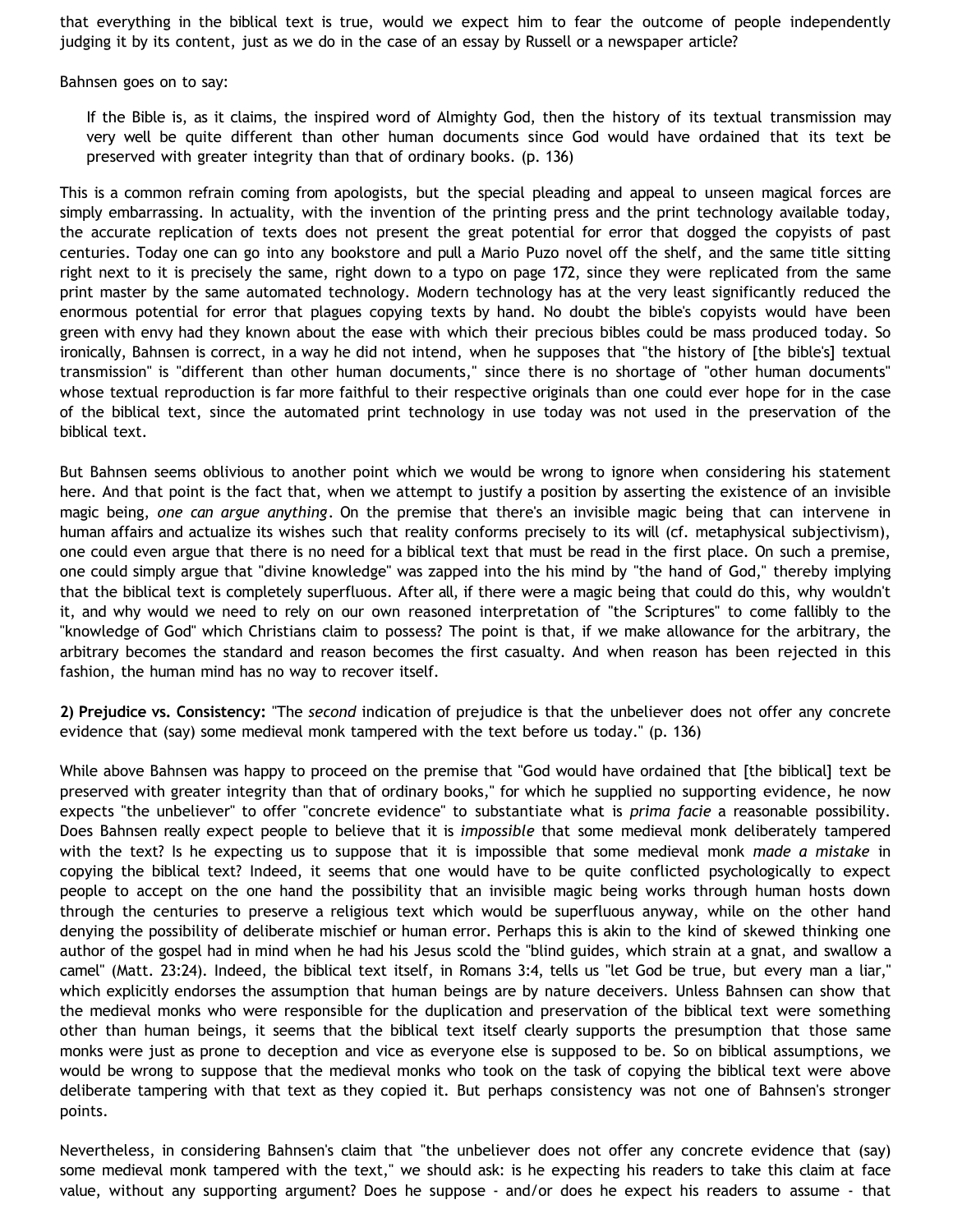that everything in the biblical text is true, would we expect him to fear the outcome of people independently judging it by its content, just as we do in the case of an essay by Russell or a newspaper article?

Bahnsen goes on to say:

> If the Bible is, as it claims, the inspired word of Almighty God, then the history of its textual transmission may very well be quite different than other human documents since God would have ordained that its text be preserved with greater integrity than that of ordinary books. (p. 136)

This is a common refrain coming from apologists, but the special pleading and appeal to unseen magical forces are simply embarrassing. In actuality, with the invention of the printing press and the print technology available today, the accurate replication of texts does not present the great potential for error that dogged the copyists of past centuries. Today one can go into any bookstore and pull a Mario Puzo novel off the shelf, and the same title sitting right next to it is precisely the same, right down to a typo on page 172, since they were replicated from the same print master by the same automated technology. Modern technology has at the very least significantly reduced the enormous potential for error that plagues copying texts by hand. No doubt the bible's copyists would have been green with envy had they known about the ease with which their precious bibles could be mass produced today. So ironically, Bahnsen is correct, in a way he did not intend, when he supposes that "the history of [the bible's] textual transmission" is "different than other human documents," since there is no shortage of "other human documents" whose textual reproduction is far more faithful to their respective originals than one could ever hope for in the case of the biblical text, since the automated print technology in use today was not used in the preservation of the biblical text.

But Bahnsen seems oblivious to another point which we would be wrong to ignore when considering his statement here. And that point is the fact that, when we attempt to justify a position by asserting the existence of an invisible magic being, *one can argue anything*. On the premise that there's an invisible magic being that can intervene in human affairs and actualize its wishes such that reality conforms precisely to its will (cf. metaphysical subjectivism), one could even argue that there is no need for a biblical text that must be read in the first place. On such a premise, one could simply argue that "divine knowledge" was zapped into the his mind by "the hand of God," thereby implying that the biblical text is completely superfluous. After all, if there were a magic being that could do this, why wouldn't it, and why would we need to rely on our own reasoned interpretation of "the Scriptures" to come fallibly to the "knowledge of God" which Christians claim to possess? The point is that, if we make allowance for the arbitrary, the arbitrary becomes the standard and reason becomes the first casualty. And when reason has been rejected in this fashion, the human mind has no way to recover itself.

**2) Prejudice vs. Consistency:** "The *second* indication of prejudice is that the unbeliever does not offer any concrete evidence that (say) some medieval monk tampered with the text before us today." (p. 136)

While above Bahnsen was happy to proceed on the premise that "God would have ordained that [the biblical] text be preserved with greater integrity than that of ordinary books," for which he supplied no supporting evidence, he now expects "the unbeliever" to offer "concrete evidence" to substantiate what is *prima facie* a reasonable possibility. Does Bahnsen really expect people to believe that it is *impossible* that some medieval monk deliberately tampered with the text? Is he expecting us to suppose that it is impossible that some medieval monk *made a mistake* in copying the biblical text? Indeed, it seems that one would have to be quite conflicted psychologically to expect people to accept on the one hand the possibility that an invisible magic being works through human hosts down through the centuries to preserve a religious text which would be superfluous anyway, while on the other hand denying the possibility of deliberate mischief or human error. Perhaps this is akin to the kind of skewed thinking one author of the gospel had in mind when he had his Jesus scold the "blind guides, which strain at a gnat, and swallow a camel" (Matt. 23:24). Indeed, the biblical text itself, in Romans 3:4, tells us "let God be true, but every man a liar," which explicitly endorses the assumption that human beings are by nature deceivers. Unless Bahnsen can show that the medieval monks who were responsible for the duplication and preservation of the biblical text were something other than human beings, it seems that the biblical text itself clearly supports the presumption that those same monks were just as prone to deception and vice as everyone else is supposed to be. So on biblical assumptions, we would be wrong to suppose that the medieval monks who took on the task of copying the biblical text were above deliberate tampering with that text as they copied it. But perhaps consistency was not one of Bahnsen's stronger points.

Nevertheless, in considering Bahnsen's claim that "the unbeliever does not offer any concrete evidence that (say) some medieval monk tampered with the text," we should ask: is he expecting his readers to take this claim at face value, without any supporting argument? Does he suppose - and/or does he expect his readers to assume - that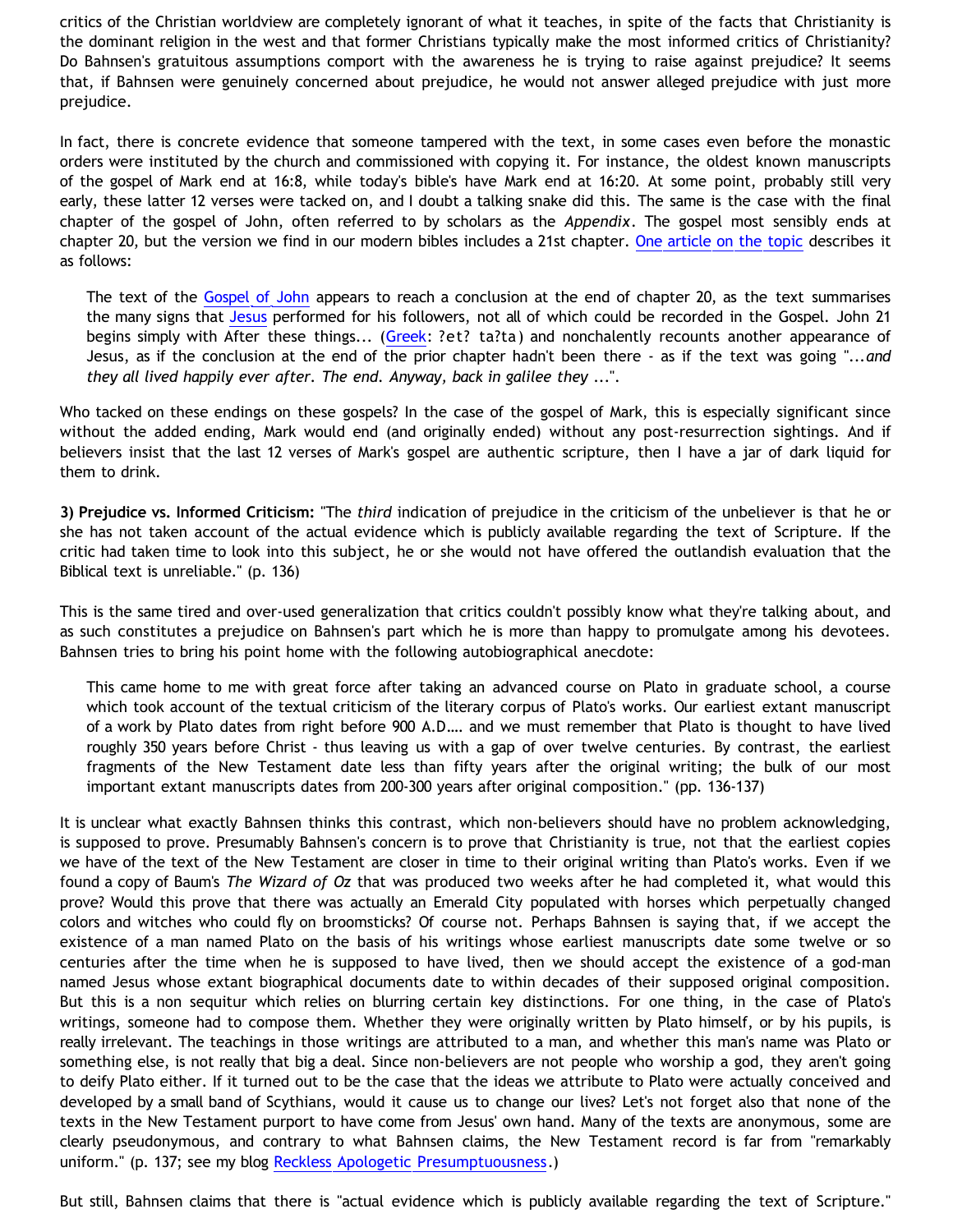critics of the Christian worldview are completely ignorant of what it teaches, in spite of the facts that Christianity is the dominant religion in the west and that former Christians typically make the most informed critics of Christianity? Do Bahnsen's gratuitous assumptions comport with the awareness he is trying to raise against prejudice? It seems that, if Bahnsen were genuinely concerned about prejudice, he would not answer alleged prejudice with just more prejudice.

In fact, there is concrete evidence that someone tampered with the text, in some cases even before the monastic orders were instituted by the church and commissioned with copying it. For instance, the oldest known manuscripts of the gospel of Mark end at 16:8, while today's bible's have Mark end at 16:20. At some point, probably still very early, these latter 12 verses were tacked on, and I doubt a talking snake did this. The same is the case with the final chapter of the gospel of John, often referred to by scholars as the *Appendix*. The gospel most sensibly ends at chapter 20, but the version we find in our modern bibles includes a 21st chapter. One article on the topic describes it as follows:

> The text of the Gospel of John appears to reach a conclusion at the end of chapter 20, as the text summarises the many signs that Jesus performed for his followers, not all of which could be recorded in the Gospel. John 21 begins simply with After these things... (Greek: ?et? ta?ta) and nonchalently recounts another appearance of Jesus, as if the conclusion at the end of the prior chapter hadn't been there - as if the text was going "*...and they all lived happily ever after. The end. Anyway, back in galilee they ...*".

Who tacked on these endings on these gospels? In the case of the gospel of Mark, this is especially significant since without the added ending, Mark would end (and originally ended) without any post-resurrection sightings. And if believers insist that the last 12 verses of Mark's gospel are authentic scripture, then I have a jar of dark liquid for them to drink.

**3) Prejudice vs. Informed Criticism:** "The *third* indication of prejudice in the criticism of the unbeliever is that he or she has not taken account of the actual evidence which is publicly available regarding the text of Scripture. If the critic had taken time to look into this subject, he or she would not have offered the outlandish evaluation that the Biblical text is unreliable." (p. 136)

This is the same tired and over-used generalization that critics couldn't possibly know what they're talking about, and as such constitutes a prejudice on Bahnsen's part which he is more than happy to promulgate among his devotees. Bahnsen tries to bring his point home with the following autobiographical anecdote:

> This came home to me with great force after taking an advanced course on Plato in graduate school, a course which took account of the textual criticism of the literary corpus of Plato's works. Our earliest extant manuscript of a work by Plato dates from right before 900 A.D.... and we must remember that Plato is thought to have lived roughly 350 years before Christ - thus leaving us with a gap of over twelve centuries. By contrast, the earliest fragments of the New Testament date less than fifty years after the original writing; the bulk of our most important extant manuscripts dates from 200-300 years after original composition." (pp. 136-137)

It is unclear what exactly Bahnsen thinks this contrast, which non-believers should have no problem acknowledging, is supposed to prove. Presumably Bahnsen's concern is to prove that Christianity is true, not that the earliest copies we have of the text of the New Testament are closer in time to their original writing than Plato's works. Even if we found a copy of Baum's *The Wizard of Oz* that was produced two weeks after he had completed it, what would this prove? Would this prove that there was actually an Emerald City populated with horses which perpetually changed colors and witches who could fly on broomsticks? Of course not. Perhaps Bahnsen is saying that, if we accept the existence of a man named Plato on the basis of his writings whose earliest manuscripts date some twelve or so centuries after the time when he is supposed to have lived, then we should accept the existence of a god-man named Jesus whose extant biographical documents date to within decades of their supposed original composition. But this is a non sequitur which relies on blurring certain key distinctions. For one thing, in the case of Plato's writings, someone had to compose them. Whether they were originally written by Plato himself, or by his pupils, is really irrelevant. The teachings in those writings are attributed to a man, and whether this man's name was Plato or something else, is not really that big a deal. Since non-believers are not people who worship a god, they aren't going to deify Plato either. If it turned out to be the case that the ideas we attribute to Plato were actually conceived and developed by a small band of Scythians, would it cause us to change our lives? Let's not forget also that none of the texts in the New Testament purport to have come from Jesus' own hand. Many of the texts are anonymous, some are clearly pseudonymous, and contrary to what Bahnsen claims, the New Testament record is far from "remarkably uniform." (p. 137; see my blog Reckless Apologetic Presumptuousness.)

But still, Bahnsen claims that there is "actual evidence which is publicly available regarding the text of Scripture."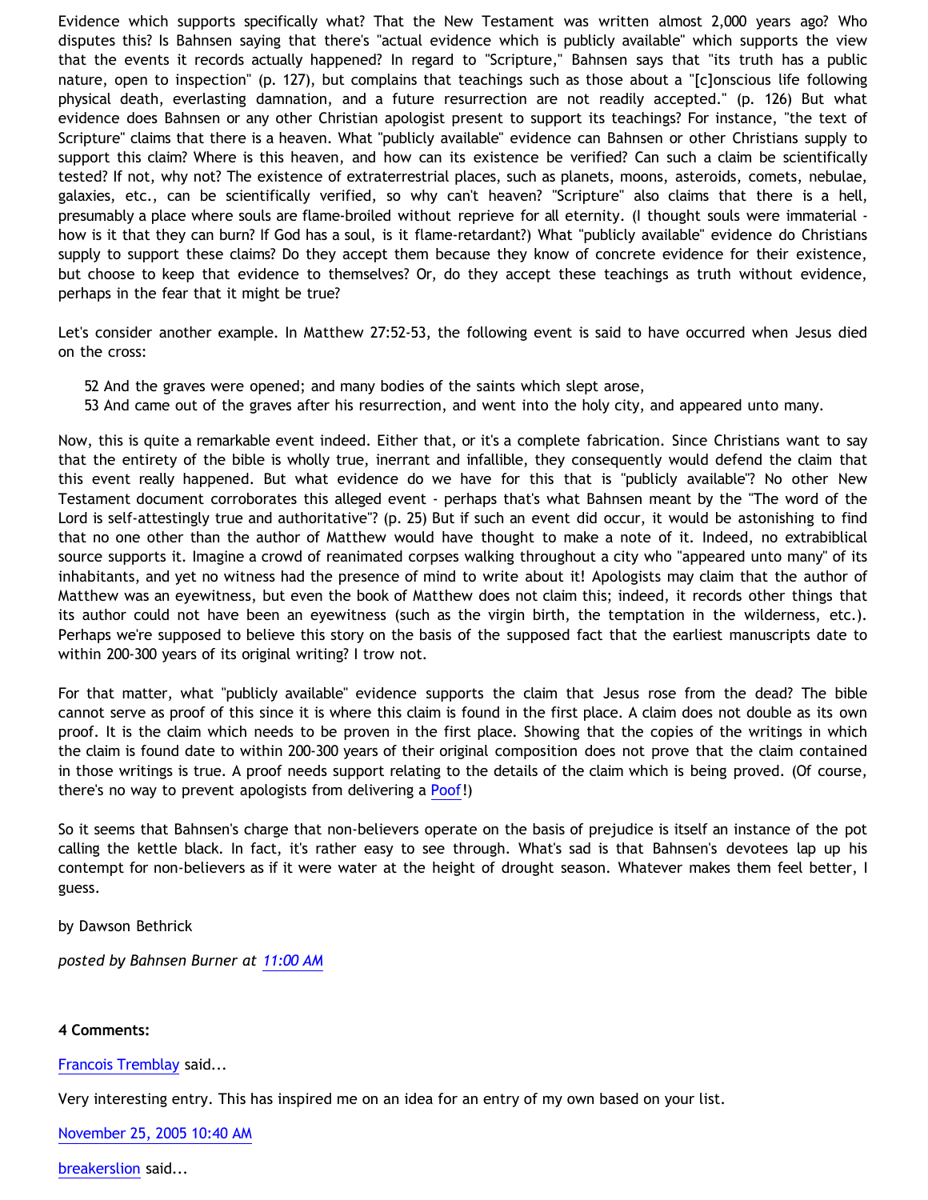Evidence which supports specifically what? That the New Testament was written almost 2,000 years ago? Who disputes this? Is Bahnsen saying that there's "actual evidence which is publicly available" which supports the view that the events it records actually happened? In regard to "Scripture," Bahnsen says that "its truth has a public nature, open to inspection" (p. 127), but complains that teachings such as those about a "[c]onscious life following physical death, everlasting damnation, and a future resurrection are not readily accepted." (p. 126) But what evidence does Bahnsen or any other Christian apologist present to support its teachings? For instance, "the text of Scripture" claims that there is a heaven. What "publicly available" evidence can Bahnsen or other Christians supply to support this claim? Where is this heaven, and how can its existence be verified? Can such a claim be scientifically tested? If not, why not? The existence of extraterrestrial places, such as planets, moons, asteroids, comets, nebulae, galaxies, etc., can be scientifically verified, so why can't heaven? "Scripture" also claims that there is a hell, presumably a place where souls are flame-broiled without reprieve for all eternity. (I thought souls were immaterial - how is it that they can burn? If God has a soul, is it flame-retardant?) What "publicly available" evidence do Christians supply to support these claims? Do they accept them because they know of concrete evidence for their existence, but choose to keep that evidence to themselves? Or, do they accept these teachings as truth without evidence, perhaps in the fear that it might be true?

Let's consider another example. In Matthew 27:52-53, the following event is said to have occurred when Jesus died on the cross:

> 52 And the graves were opened; and many bodies of the saints which slept arose,
> 53 And came out of the graves after his resurrection, and went into the holy city, and appeared unto many.

Now, this is quite a remarkable event indeed. Either that, or it's a complete fabrication. Since Christians want to say that the entirety of the bible is wholly true, inerrant and infallible, they consequently would defend the claim that this event really happened. But what evidence do we have for this that is "publicly available"? No other New Testament document corroborates this alleged event - perhaps that's what Bahnsen meant by the "The word of the Lord is self-attestingly true and authoritative"? (p. 25) But if such an event did occur, it would be astonishing to find that no one other than the author of Matthew would have thought to make a note of it. Indeed, no extrabiblical source supports it. Imagine a crowd of reanimated corpses walking throughout a city who "appeared unto many" of its inhabitants, and yet no witness had the presence of mind to write about it! Apologists may claim that the author of Matthew was an eyewitness, but even the book of Matthew does not claim this; indeed, it records other things that its author could not have been an eyewitness (such as the virgin birth, the temptation in the wilderness, etc.). Perhaps we're supposed to believe this story on the basis of the supposed fact that the earliest manuscripts date to within 200-300 years of its original writing? I trow not.

For that matter, what "publicly available" evidence supports the claim that Jesus rose from the dead? The bible cannot serve as proof of this since it is where this claim is found in the first place. A claim does not double as its own proof. It is the claim which needs to be proven in the first place. Showing that the copies of the writings in which the claim is found date to within 200-300 years of their original composition does not prove that the claim contained in those writings is true. A proof needs support relating to the details of the claim which is being proved. (Of course, there's no way to prevent apologists from delivering a Poof!)

So it seems that Bahnsen's charge that non-believers operate on the basis of prejudice is itself an instance of the pot calling the kettle black. In fact, it's rather easy to see through. What's sad is that Bahnsen's devotees lap up his contempt for non-believers as if it were water at the height of drought season. Whatever makes them feel better, I guess.

by Dawson Bethrick

*posted by Bahnsen Burner at 11:00 AM*

**4 Comments:**

Francois Tremblay said...

Very interesting entry. This has inspired me on an idea for an entry of my own based on your list.

November 25, 2005 10:40 AM

breakerslion said...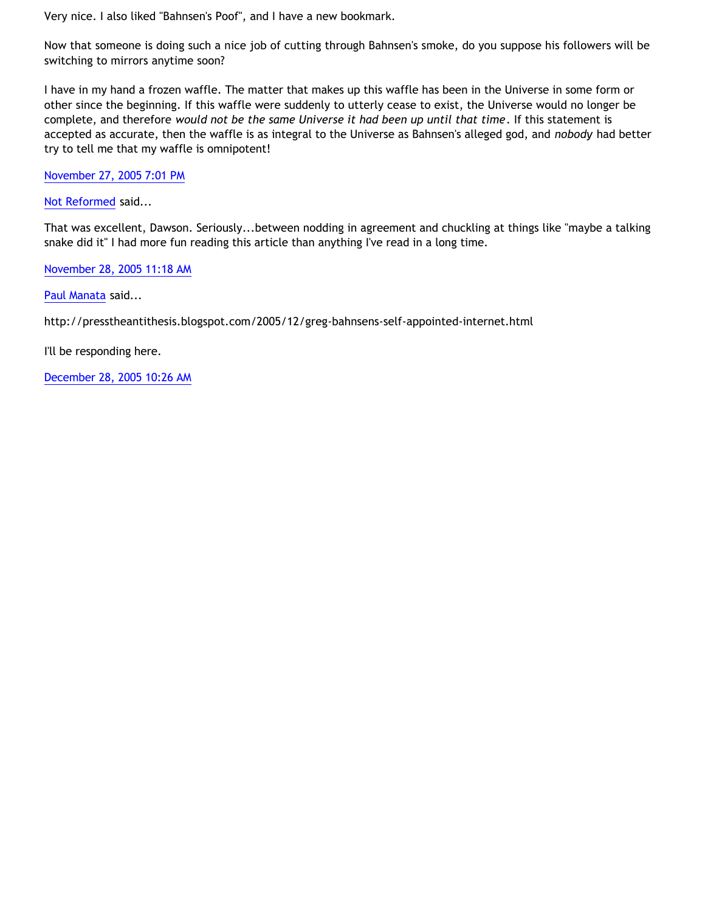Very nice. I also liked "Bahnsen's Poof", and I have a new bookmark.

Now that someone is doing such a nice job of cutting through Bahnsen's smoke, do you suppose his followers will be switching to mirrors anytime soon?

I have in my hand a frozen waffle. The matter that makes up this waffle has been in the Universe in some form or other since the beginning. If this waffle were suddenly to utterly cease to exist, the Universe would no longer be complete, and therefore *would not be the same Universe it had been up until that time*. If this statement is accepted as accurate, then the waffle is as integral to the Universe as Bahnsen's alleged god, and *nobody* had better try to tell me that my waffle is omnipotent!

November 27, 2005 7:01 PM

Not Reformed said...

That was excellent, Dawson. Seriously...between nodding in agreement and chuckling at things like "maybe a talking snake did it" I had more fun reading this article than anything I've read in a long time.

November 28, 2005 11:18 AM

Paul Manata said...

http://presstheantithesis.blogspot.com/2005/12/greg-bahnsens-self-appointed-internet.html

I'll be responding here.

December 28, 2005 10:26 AM